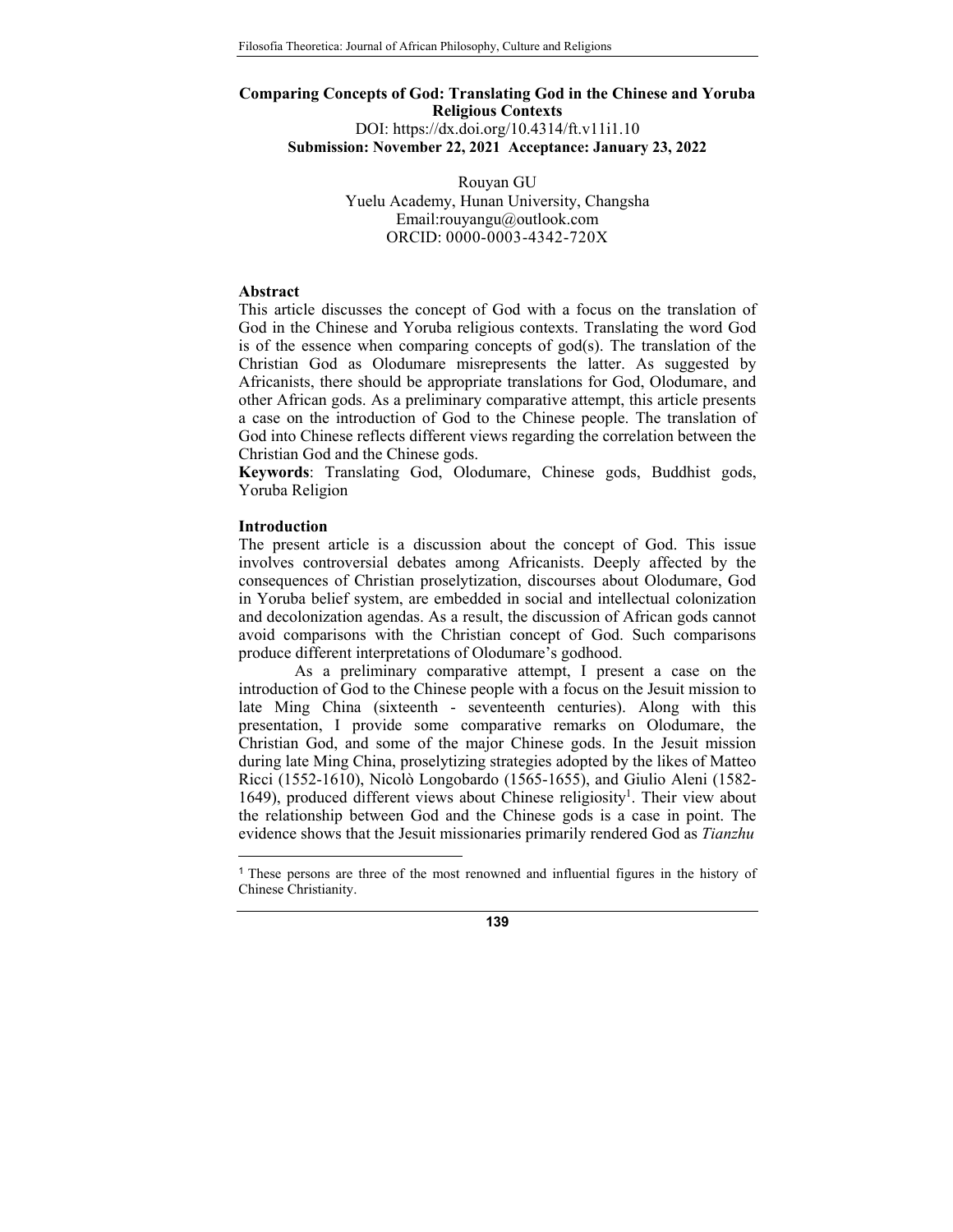# Comparing Concepts of God: Translating God in the Chinese and Yoruba Religious Contexts

DOI: https://dx.doi.org/10.4314/ft.v11i1.10

**Submission: November 22, 2021 Acceptance: January 23, 2022**

Rouyan GU
Yuelu Academy, Hunan University, Changsha
Email:rouyangu@outlook.com
ORCID: 0000-0003-4342-720X

## Abstract

This article discusses the concept of God with a focus on the translation of God in the Chinese and Yoruba religious contexts. Translating the word God is of the essence when comparing concepts of god(s). The translation of the Christian God as Olodumare misrepresents the latter. As suggested by Africanists, there should be appropriate translations for God, Olodumare, and other African gods. As a preliminary comparative attempt, this article presents a case on the introduction of God to the Chinese people. The translation of God into Chinese reflects different views regarding the correlation between the Christian God and the Chinese gods.

**Keywords**: Translating God, Olodumare, Chinese gods, Buddhist gods, Yoruba Religion

## Introduction

The present article is a discussion about the concept of God. This issue involves controversial debates among Africanists. Deeply affected by the consequences of Christian proselytization, discourses about Olodumare, God in Yoruba belief system, are embedded in social and intellectual colonization and decolonization agendas. As a result, the discussion of African gods cannot avoid comparisons with the Christian concept of God. Such comparisons produce different interpretations of Olodumare's godhood.

As a preliminary comparative attempt, I present a case on the introduction of God to the Chinese people with a focus on the Jesuit mission to late Ming China (sixteenth - seventeenth centuries). Along with this presentation, I provide some comparative remarks on Olodumare, the Christian God, and some of the major Chinese gods. In the Jesuit mission during late Ming China, proselytizing strategies adopted by the likes of Matteo Ricci (1552-1610), Nicolò Longobardo (1565-1655), and Giulio Aleni (1582-1649), produced different views about Chinese religiosity[1]. Their view about the relationship between God and the Chinese gods is a case in point. The evidence shows that the Jesuit missionaries primarily rendered God as *Tianzhu*

[1] These persons are three of the most renowned and influential figures in the history of Chinese Christianity.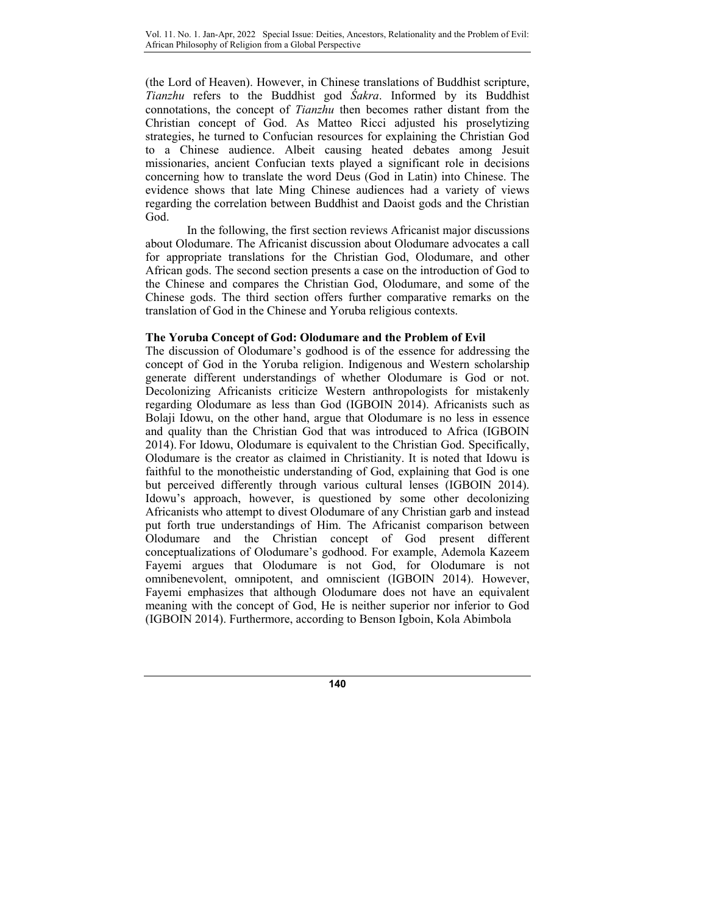(the Lord of Heaven). However, in Chinese translations of Buddhist scripture, *Tianzhu* refers to the Buddhist god *Śakra*. Informed by its Buddhist connotations, the concept of *Tianzhu* then becomes rather distant from the Christian concept of God. As Matteo Ricci adjusted his proselytizing strategies, he turned to Confucian resources for explaining the Christian God to a Chinese audience. Albeit causing heated debates among Jesuit missionaries, ancient Confucian texts played a significant role in decisions concerning how to translate the word Deus (God in Latin) into Chinese. The evidence shows that late Ming Chinese audiences had a variety of views regarding the correlation between Buddhist and Daoist gods and the Christian God.

In the following, the first section reviews Africanist major discussions about Olodumare. The Africanist discussion about Olodumare advocates a call for appropriate translations for the Christian God, Olodumare, and other African gods. The second section presents a case on the introduction of God to the Chinese and compares the Christian God, Olodumare, and some of the Chinese gods. The third section offers further comparative remarks on the translation of God in the Chinese and Yoruba religious contexts.

## The Yoruba Concept of God: Olodumare and the Problem of Evil

The discussion of Olodumare's godhood is of the essence for addressing the concept of God in the Yoruba religion. Indigenous and Western scholarship generate different understandings of whether Olodumare is God or not. Decolonizing Africanists criticize Western anthropologists for mistakenly regarding Olodumare as less than God (IGBOIN 2014). Africanists such as Bolaji Idowu, on the other hand, argue that Olodumare is no less in essence and quality than the Christian God that was introduced to Africa (IGBOIN 2014). For Idowu, Olodumare is equivalent to the Christian God. Specifically, Olodumare is the creator as claimed in Christianity. It is noted that Idowu is faithful to the monotheistic understanding of God, explaining that God is one but perceived differently through various cultural lenses (IGBOIN 2014). Idowu's approach, however, is questioned by some other decolonizing Africanists who attempt to divest Olodumare of any Christian garb and instead put forth true understandings of Him. The Africanist comparison between Olodumare and the Christian concept of God present different conceptualizations of Olodumare's godhood. For example, Ademola Kazeem Fayemi argues that Olodumare is not God, for Olodumare is not omnibenevolent, omnipotent, and omniscient (IGBOIN 2014). However, Fayemi emphasizes that although Olodumare does not have an equivalent meaning with the concept of God, He is neither superior nor inferior to God (IGBOIN 2014). Furthermore, according to Benson Igboin, Kola Abimbola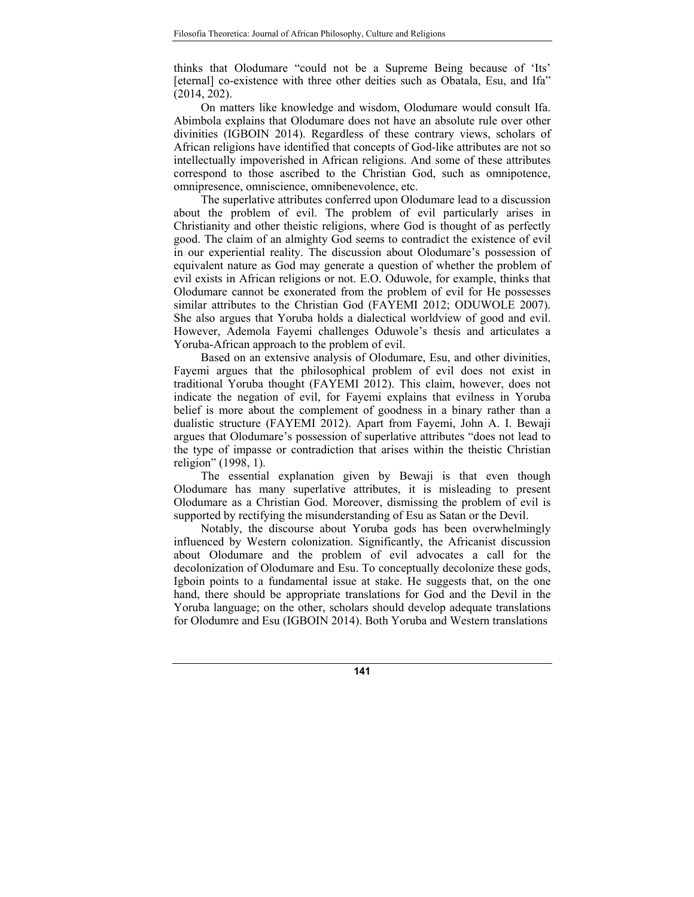thinks that Olodumare "could not be a Supreme Being because of 'Its' [eternal] co-existence with three other deities such as Obatala, Esu, and Ifa" (2014, 202).

On matters like knowledge and wisdom, Olodumare would consult Ifa. Abimbola explains that Olodumare does not have an absolute rule over other divinities (IGBOIN 2014). Regardless of these contrary views, scholars of African religions have identified that concepts of God-like attributes are not so intellectually impoverished in African religions. And some of these attributes correspond to those ascribed to the Christian God, such as omnipotence, omnipresence, omniscience, omnibenevolence, etc.

The superlative attributes conferred upon Olodumare lead to a discussion about the problem of evil. The problem of evil particularly arises in Christianity and other theistic religions, where God is thought of as perfectly good. The claim of an almighty God seems to contradict the existence of evil in our experiential reality. The discussion about Olodumare's possession of equivalent nature as God may generate a question of whether the problem of evil exists in African religions or not. E.O. Oduwole, for example, thinks that Olodumare cannot be exonerated from the problem of evil for He possesses similar attributes to the Christian God (FAYEMI 2012; ODUWOLE 2007). She also argues that Yoruba holds a dialectical worldview of good and evil. However, Ademola Fayemi challenges Oduwole's thesis and articulates a Yoruba-African approach to the problem of evil.

Based on an extensive analysis of Olodumare, Esu, and other divinities, Fayemi argues that the philosophical problem of evil does not exist in traditional Yoruba thought (FAYEMI 2012). This claim, however, does not indicate the negation of evil, for Fayemi explains that evilness in Yoruba belief is more about the complement of goodness in a binary rather than a dualistic structure (FAYEMI 2012). Apart from Fayemi, John A. I. Bewaji argues that Olodumare's possession of superlative attributes "does not lead to the type of impasse or contradiction that arises within the theistic Christian religion" (1998, 1).

The essential explanation given by Bewaji is that even though Olodumare has many superlative attributes, it is misleading to present Olodumare as a Christian God. Moreover, dismissing the problem of evil is supported by rectifying the misunderstanding of Esu as Satan or the Devil.

Notably, the discourse about Yoruba gods has been overwhelmingly influenced by Western colonization. Significantly, the Africanist discussion about Olodumare and the problem of evil advocates a call for the decolonization of Olodumare and Esu. To conceptually decolonize these gods, Igboin points to a fundamental issue at stake. He suggests that, on the one hand, there should be appropriate translations for God and the Devil in the Yoruba language; on the other, scholars should develop adequate translations for Olodumre and Esu (IGBOIN 2014). Both Yoruba and Western translations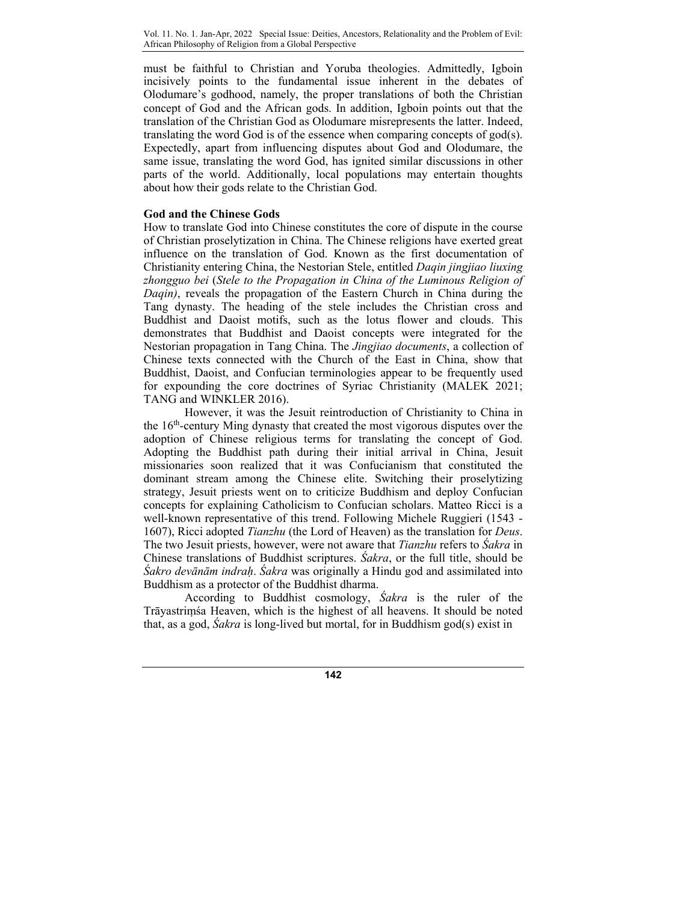must be faithful to Christian and Yoruba theologies. Admittedly, Igboin incisively points to the fundamental issue inherent in the debates of Olodumare's godhood, namely, the proper translations of both the Christian concept of God and the African gods. In addition, Igboin points out that the translation of the Christian God as Olodumare misrepresents the latter. Indeed, translating the word God is of the essence when comparing concepts of god(s). Expectedly, apart from influencing disputes about God and Olodumare, the same issue, translating the word God, has ignited similar discussions in other parts of the world. Additionally, local populations may entertain thoughts about how their gods relate to the Christian God.

**God and the Chinese Gods**

How to translate God into Chinese constitutes the core of dispute in the course of Christian proselytization in China. The Chinese religions have exerted great influence on the translation of God. Known as the first documentation of Christianity entering China, the Nestorian Stele, entitled *Daqin jingjiao liuxing zhongguo bei* (*Stele to the Propagation in China of the Luminous Religion of Daqin)*, reveals the propagation of the Eastern Church in China during the Tang dynasty. The heading of the stele includes the Christian cross and Buddhist and Daoist motifs, such as the lotus flower and clouds. This demonstrates that Buddhist and Daoist concepts were integrated for the Nestorian propagation in Tang China. The *Jingjiao documents*, a collection of Chinese texts connected with the Church of the East in China, show that Buddhist, Daoist, and Confucian terminologies appear to be frequently used for expounding the core doctrines of Syriac Christianity (MALEK 2021; TANG and WINKLER 2016).

However, it was the Jesuit reintroduction of Christianity to China in the 16th-century Ming dynasty that created the most vigorous disputes over the adoption of Chinese religious terms for translating the concept of God. Adopting the Buddhist path during their initial arrival in China, Jesuit missionaries soon realized that it was Confucianism that constituted the dominant stream among the Chinese elite. Switching their proselytizing strategy, Jesuit priests went on to criticize Buddhism and deploy Confucian concepts for explaining Catholicism to Confucian scholars. Matteo Ricci is a well-known representative of this trend. Following Michele Ruggieri (1543 - 1607), Ricci adopted *Tianzhu* (the Lord of Heaven) as the translation for *Deus*. The two Jesuit priests, however, were not aware that *Tianzhu* refers to *Śakra* in Chinese translations of Buddhist scriptures. *Śakra*, or the full title, should be *Śakro devānām indraḥ*. *Śakra* was originally a Hindu god and assimilated into Buddhism as a protector of the Buddhist dharma.

According to Buddhist cosmology, *Śakra* is the ruler of the Trāyastriṃśa Heaven, which is the highest of all heavens. It should be noted that, as a god, *Śakra* is long-lived but mortal, for in Buddhism god(s) exist in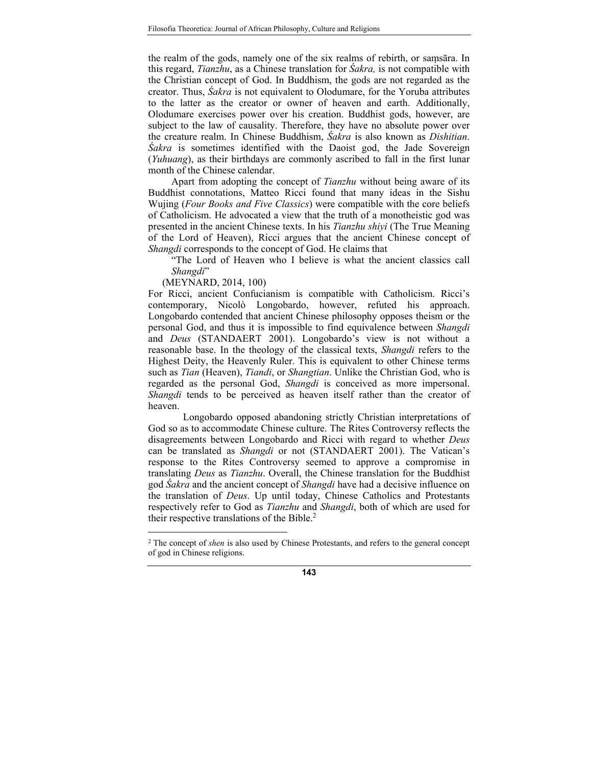the realm of the gods, namely one of the six realms of rebirth, or saṃsāra. In this regard, *Tianzhu*, as a Chinese translation for *Śakra,* is not compatible with the Christian concept of God. In Buddhism, the gods are not regarded as the creator. Thus, *Śakra* is not equivalent to Olodumare, for the Yoruba attributes to the latter as the creator or owner of heaven and earth. Additionally, Olodumare exercises power over his creation. Buddhist gods, however, are subject to the law of causality. Therefore, they have no absolute power over the creature realm. In Chinese Buddhism, *Śakra* is also known as *Dishitian*. *Śakra* is sometimes identified with the Daoist god, the Jade Sovereign (*Yuhuang*), as their birthdays are commonly ascribed to fall in the first lunar month of the Chinese calendar.

Apart from adopting the concept of *Tianzhu* without being aware of its Buddhist connotations, Matteo Ricci found that many ideas in the Sishu Wujing (*Four Books and Five Classics*) were compatible with the core beliefs of Catholicism. He advocated a view that the truth of a monotheistic god was presented in the ancient Chinese texts. In his *Tianzhu shiyi* (The True Meaning of the Lord of Heaven), Ricci argues that the ancient Chinese concept of *Shangdi* corresponds to the concept of God. He claims that

> "The Lord of Heaven who I believe is what the ancient classics call *Shangdi*"
>
> (MEYNARD, 2014, 100)

For Ricci, ancient Confucianism is compatible with Catholicism. Ricci's contemporary, Nicolò Longobardo, however, refuted his approach. Longobardo contended that ancient Chinese philosophy opposes theism or the personal God, and thus it is impossible to find equivalence between *Shangdi* and *Deus* (STANDAERT 2001). Longobardo's view is not without a reasonable base. In the theology of the classical texts, *Shangdi* refers to the Highest Deity, the Heavenly Ruler. This is equivalent to other Chinese terms such as *Tian* (Heaven), *Tiandi*, or *Shangtian*. Unlike the Christian God, who is regarded as the personal God, *Shangdi* is conceived as more impersonal. *Shangdi* tends to be perceived as heaven itself rather than the creator of heaven.

Longobardo opposed abandoning strictly Christian interpretations of God so as to accommodate Chinese culture. The Rites Controversy reflects the disagreements between Longobardo and Ricci with regard to whether *Deus* can be translated as *Shangdi* or not (STANDAERT 2001). The Vatican's response to the Rites Controversy seemed to approve a compromise in translating *Deus* as *Tianzhu*. Overall, the Chinese translation for the Buddhist god *Śakra* and the ancient concept of *Shangdi* have had a decisive influence on the translation of *Deus*. Up until today, Chinese Catholics and Protestants respectively refer to God as *Tianzhu* and *Shangdi*, both of which are used for their respective translations of the Bible.[2]

---

[2] The concept of *shen* is also used by Chinese Protestants, and refers to the general concept of god in Chinese religions.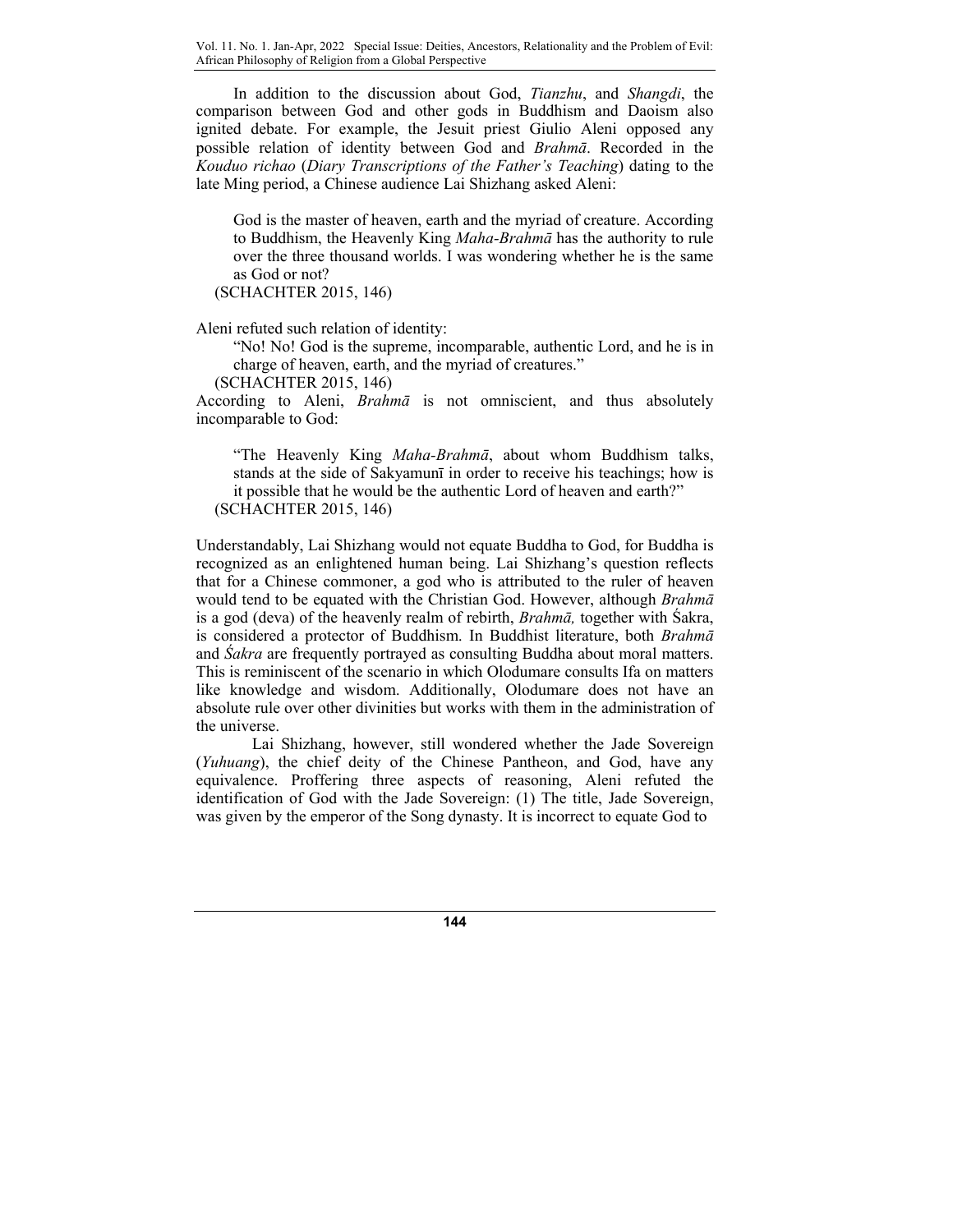In addition to the discussion about God, *Tianzhu*, and *Shangdi*, the comparison between God and other gods in Buddhism and Daoism also ignited debate. For example, the Jesuit priest Giulio Aleni opposed any possible relation of identity between God and *Brahmā*. Recorded in the *Kouduo richao* (*Diary Transcriptions of the Father's Teaching*) dating to the late Ming period, a Chinese audience Lai Shizhang asked Aleni:

> God is the master of heaven, earth and the myriad of creature. According to Buddhism, the Heavenly King *Maha-Brahmā* has the authority to rule over the three thousand worlds. I was wondering whether he is the same as God or not?
> (SCHACHTER 2015, 146)

Aleni refuted such relation of identity:

> "No! No! God is the supreme, incomparable, authentic Lord, and he is in charge of heaven, earth, and the myriad of creatures."
> (SCHACHTER 2015, 146)

According to Aleni, *Brahmā* is not omniscient, and thus absolutely incomparable to God:

> "The Heavenly King *Maha-Brahmā*, about whom Buddhism talks, stands at the side of Sakyamunī in order to receive his teachings; how is it possible that he would be the authentic Lord of heaven and earth?"
> (SCHACHTER 2015, 146)

Understandably, Lai Shizhang would not equate Buddha to God, for Buddha is recognized as an enlightened human being. Lai Shizhang's question reflects that for a Chinese commoner, a god who is attributed to the ruler of heaven would tend to be equated with the Christian God. However, although *Brahmā* is a god (deva) of the heavenly realm of rebirth, *Brahmā,* together with Śakra, is considered a protector of Buddhism. In Buddhist literature, both *Brahmā* and *Śakra* are frequently portrayed as consulting Buddha about moral matters. This is reminiscent of the scenario in which Olodumare consults Ifa on matters like knowledge and wisdom. Additionally, Olodumare does not have an absolute rule over other divinities but works with them in the administration of the universe.

Lai Shizhang, however, still wondered whether the Jade Sovereign (*Yuhuang*), the chief deity of the Chinese Pantheon, and God, have any equivalence. Proffering three aspects of reasoning, Aleni refuted the identification of God with the Jade Sovereign: (1) The title, Jade Sovereign, was given by the emperor of the Song dynasty. It is incorrect to equate God to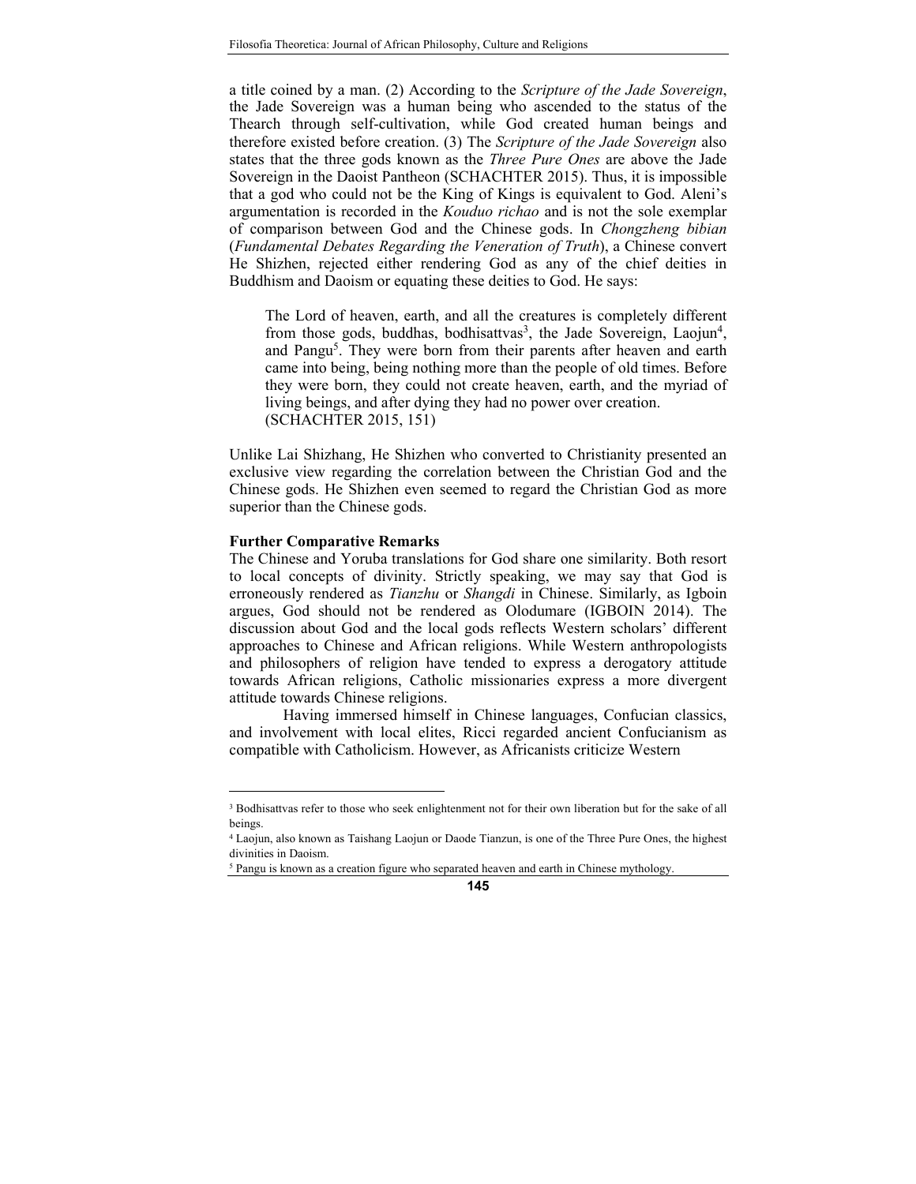a title coined by a man. (2) According to the *Scripture of the Jade Sovereign*, the Jade Sovereign was a human being who ascended to the status of the Thearch through self-cultivation, while God created human beings and therefore existed before creation. (3) The *Scripture of the Jade Sovereign* also states that the three gods known as the *Three Pure Ones* are above the Jade Sovereign in the Daoist Pantheon (SCHACHTER 2015). Thus, it is impossible that a god who could not be the King of Kings is equivalent to God. Aleni's argumentation is recorded in the *Kouduo richao* and is not the sole exemplar of comparison between God and the Chinese gods. In *Chongzheng bibian* (*Fundamental Debates Regarding the Veneration of Truth*), a Chinese convert He Shizhen, rejected either rendering God as any of the chief deities in Buddhism and Daoism or equating these deities to God. He says:

> The Lord of heaven, earth, and all the creatures is completely different from those gods, buddhas, bodhisattvas[3], the Jade Sovereign, Laojun[4], and Pangu[5]. They were born from their parents after heaven and earth came into being, being nothing more than the people of old times. Before they were born, they could not create heaven, earth, and the myriad of living beings, and after dying they had no power over creation. (SCHACHTER 2015, 151)

Unlike Lai Shizhang, He Shizhen who converted to Christianity presented an exclusive view regarding the correlation between the Christian God and the Chinese gods. He Shizhen even seemed to regard the Christian God as more superior than the Chinese gods.

**Further Comparative Remarks**

The Chinese and Yoruba translations for God share one similarity. Both resort to local concepts of divinity. Strictly speaking, we may say that God is erroneously rendered as *Tianzhu* or *Shangdi* in Chinese. Similarly, as Igboin argues, God should not be rendered as Olodumare (IGBOIN 2014). The discussion about God and the local gods reflects Western scholars' different approaches to Chinese and African religions. While Western anthropologists and philosophers of religion have tended to express a derogatory attitude towards African religions, Catholic missionaries express a more divergent attitude towards Chinese religions.

Having immersed himself in Chinese languages, Confucian classics, and involvement with local elites, Ricci regarded ancient Confucianism as compatible with Catholicism. However, as Africanists criticize Western

---

[3] Bodhisattvas refer to those who seek enlightenment not for their own liberation but for the sake of all beings.

[4] Laojun, also known as Taishang Laojun or Daode Tianzun, is one of the Three Pure Ones, the highest divinities in Daoism.

[5] Pangu is known as a creation figure who separated heaven and earth in Chinese mythology.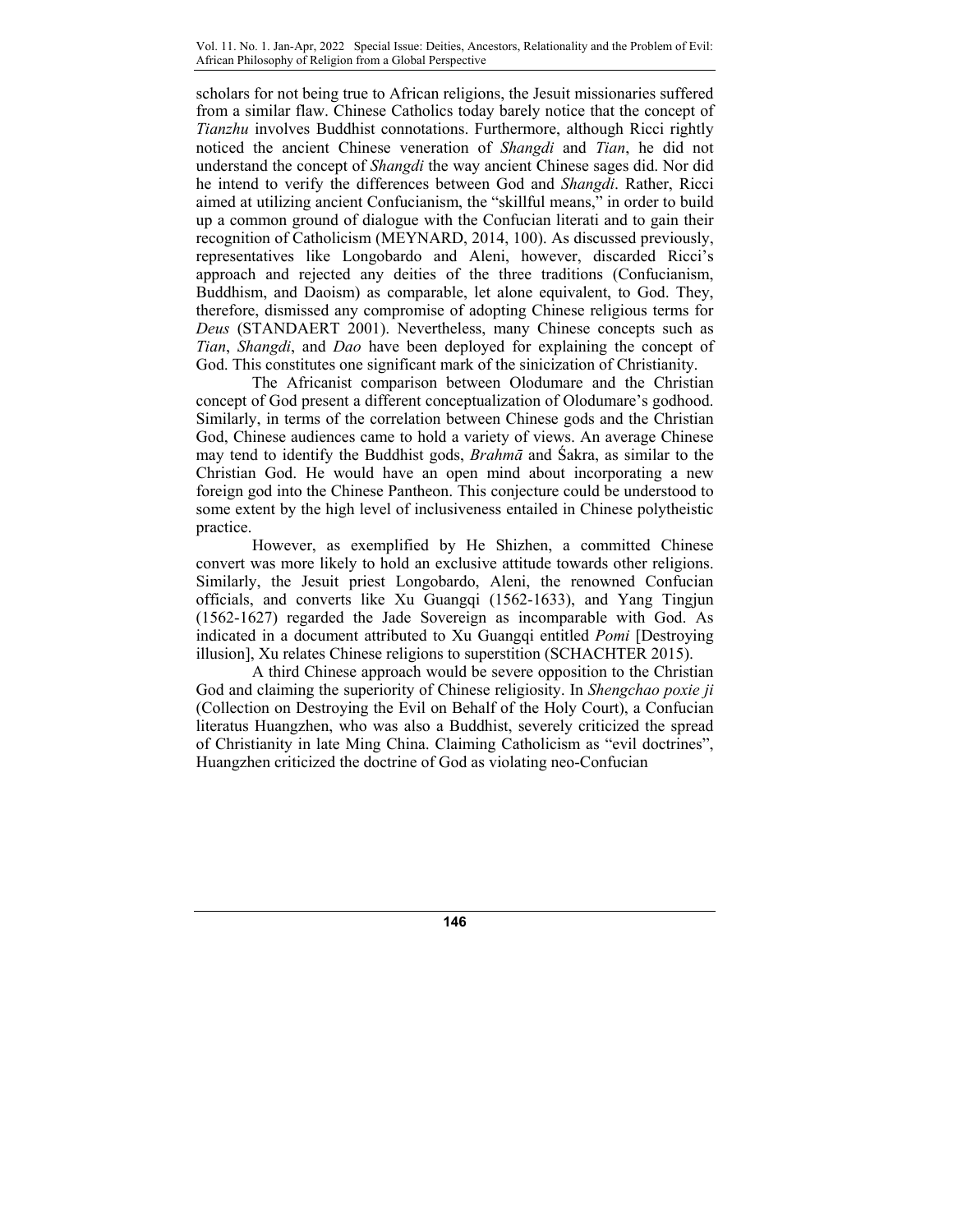scholars for not being true to African religions, the Jesuit missionaries suffered from a similar flaw. Chinese Catholics today barely notice that the concept of *Tianzhu* involves Buddhist connotations. Furthermore, although Ricci rightly noticed the ancient Chinese veneration of *Shangdi* and *Tian*, he did not understand the concept of *Shangdi* the way ancient Chinese sages did. Nor did he intend to verify the differences between God and *Shangdi*. Rather, Ricci aimed at utilizing ancient Confucianism, the "skillful means," in order to build up a common ground of dialogue with the Confucian literati and to gain their recognition of Catholicism (MEYNARD, 2014, 100). As discussed previously, representatives like Longobardo and Aleni, however, discarded Ricci's approach and rejected any deities of the three traditions (Confucianism, Buddhism, and Daoism) as comparable, let alone equivalent, to God. They, therefore, dismissed any compromise of adopting Chinese religious terms for *Deus* (STANDAERT 2001). Nevertheless, many Chinese concepts such as *Tian*, *Shangdi*, and *Dao* have been deployed for explaining the concept of God. This constitutes one significant mark of the sinicization of Christianity.

The Africanist comparison between Olodumare and the Christian concept of God present a different conceptualization of Olodumare's godhood. Similarly, in terms of the correlation between Chinese gods and the Christian God, Chinese audiences came to hold a variety of views. An average Chinese may tend to identify the Buddhist gods, *Brahmā* and Śakra, as similar to the Christian God. He would have an open mind about incorporating a new foreign god into the Chinese Pantheon. This conjecture could be understood to some extent by the high level of inclusiveness entailed in Chinese polytheistic practice.

However, as exemplified by He Shizhen, a committed Chinese convert was more likely to hold an exclusive attitude towards other religions. Similarly, the Jesuit priest Longobardo, Aleni, the renowned Confucian officials, and converts like Xu Guangqi (1562-1633), and Yang Tingjun (1562-1627) regarded the Jade Sovereign as incomparable with God. As indicated in a document attributed to Xu Guangqi entitled *Pomi* [Destroying illusion], Xu relates Chinese religions to superstition (SCHACHTER 2015).

A third Chinese approach would be severe opposition to the Christian God and claiming the superiority of Chinese religiosity. In *Shengchao poxie ji* (Collection on Destroying the Evil on Behalf of the Holy Court), a Confucian literatus Huangzhen, who was also a Buddhist, severely criticized the spread of Christianity in late Ming China. Claiming Catholicism as "evil doctrines", Huangzhen criticized the doctrine of God as violating neo-Confucian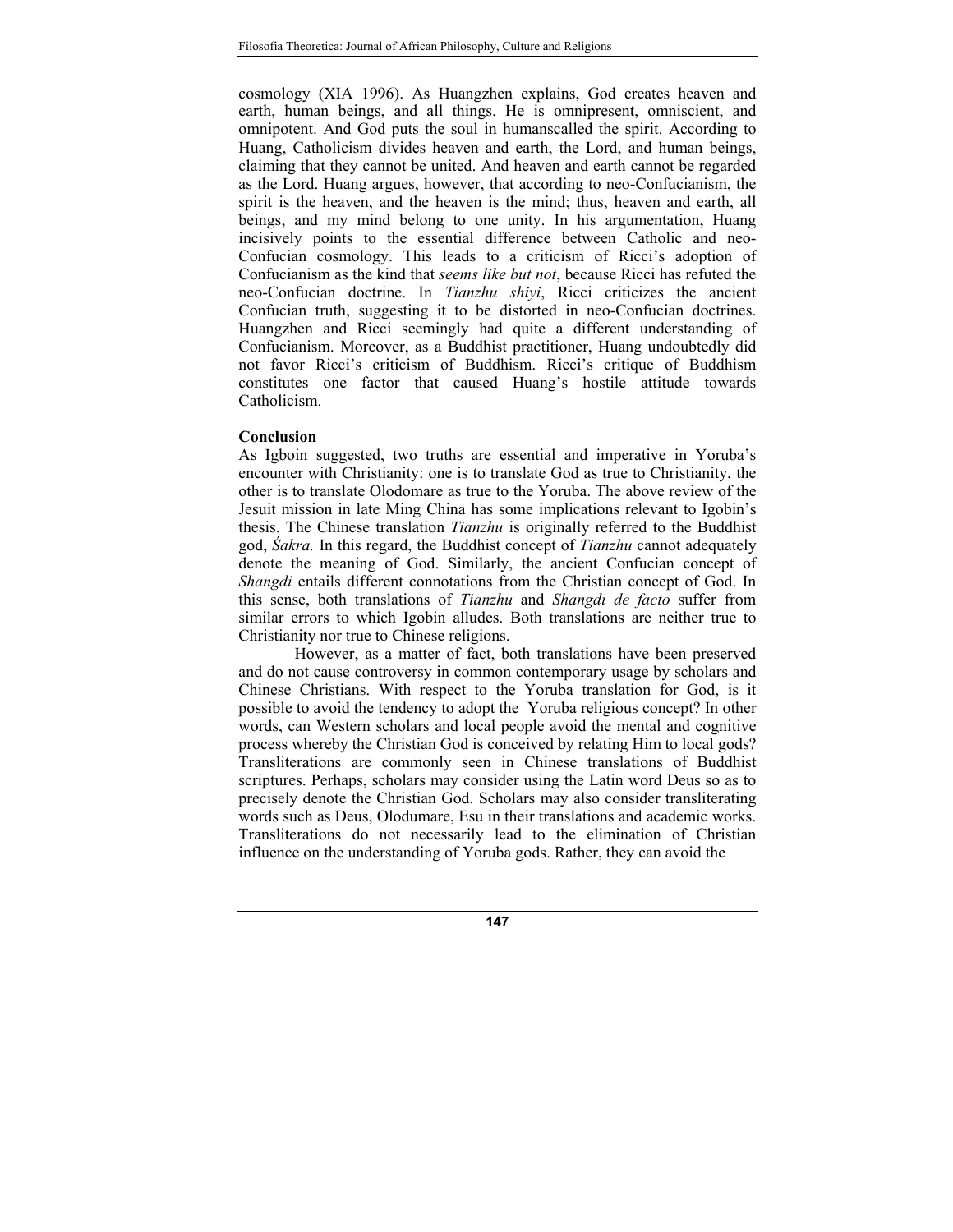cosmology (XIA 1996). As Huangzhen explains, God creates heaven and earth, human beings, and all things. He is omnipresent, omniscient, and omnipotent. And God puts the soul in humanscalled the spirit. According to Huang, Catholicism divides heaven and earth, the Lord, and human beings, claiming that they cannot be united. And heaven and earth cannot be regarded as the Lord. Huang argues, however, that according to neo-Confucianism, the spirit is the heaven, and the heaven is the mind; thus, heaven and earth, all beings, and my mind belong to one unity. In his argumentation, Huang incisively points to the essential difference between Catholic and neo-Confucian cosmology. This leads to a criticism of Ricci's adoption of Confucianism as the kind that *seems like but not*, because Ricci has refuted the neo-Confucian doctrine. In *Tianzhu shiyi*, Ricci criticizes the ancient Confucian truth, suggesting it to be distorted in neo-Confucian doctrines. Huangzhen and Ricci seemingly had quite a different understanding of Confucianism. Moreover, as a Buddhist practitioner, Huang undoubtedly did not favor Ricci's criticism of Buddhism. Ricci's critique of Buddhism constitutes one factor that caused Huang's hostile attitude towards Catholicism.

**Conclusion**

As Igboin suggested, two truths are essential and imperative in Yoruba's encounter with Christianity: one is to translate God as true to Christianity, the other is to translate Olodomare as true to the Yoruba. The above review of the Jesuit mission in late Ming China has some implications relevant to Igobin's thesis. The Chinese translation *Tianzhu* is originally referred to the Buddhist god, *Śakra.* In this regard, the Buddhist concept of *Tianzhu* cannot adequately denote the meaning of God. Similarly, the ancient Confucian concept of *Shangdi* entails different connotations from the Christian concept of God. In this sense, both translations of *Tianzhu* and *Shangdi de facto* suffer from similar errors to which Igobin alludes. Both translations are neither true to Christianity nor true to Chinese religions.

However, as a matter of fact, both translations have been preserved and do not cause controversy in common contemporary usage by scholars and Chinese Christians. With respect to the Yoruba translation for God, is it possible to avoid the tendency to adopt the Yoruba religious concept? In other words, can Western scholars and local people avoid the mental and cognitive process whereby the Christian God is conceived by relating Him to local gods? Transliterations are commonly seen in Chinese translations of Buddhist scriptures. Perhaps, scholars may consider using the Latin word Deus so as to precisely denote the Christian God. Scholars may also consider transliterating words such as Deus, Olodumare, Esu in their translations and academic works. Transliterations do not necessarily lead to the elimination of Christian influence on the understanding of Yoruba gods. Rather, they can avoid the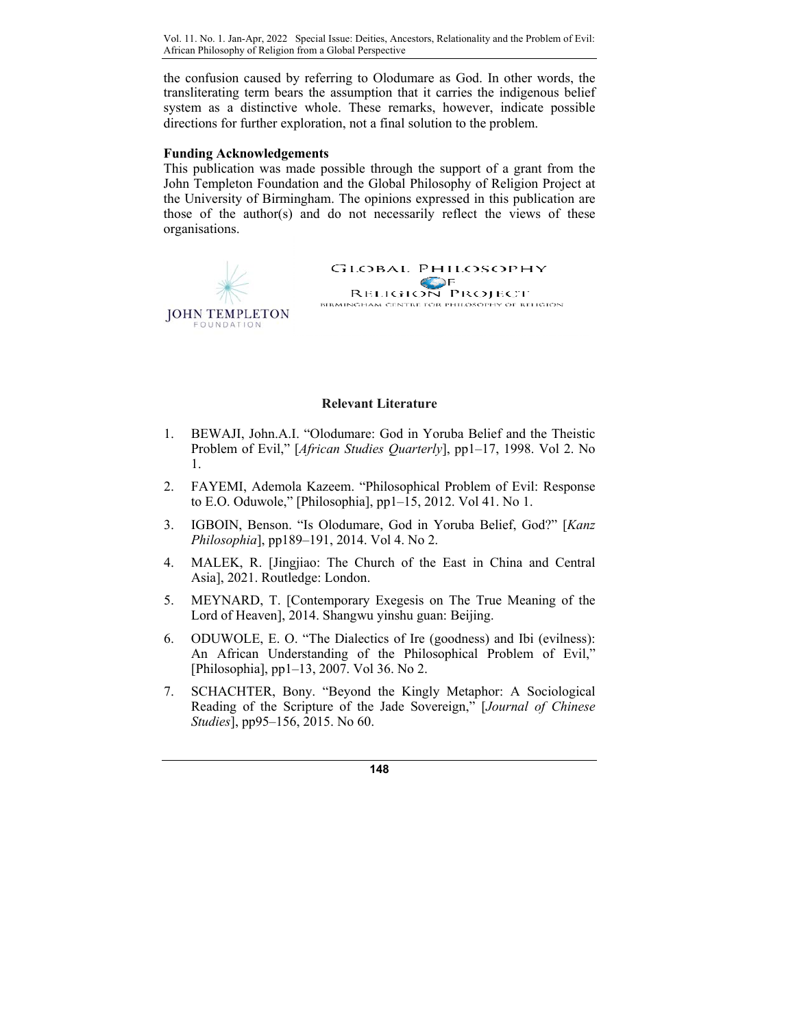the confusion caused by referring to Olodumare as God. In other words, the transliterating term bears the assumption that it carries the indigenous belief system as a distinctive whole. These remarks, however, indicate possible directions for further exploration, not a final solution to the problem.

**Funding Acknowledgements**

This publication was made possible through the support of a grant from the John Templeton Foundation and the Global Philosophy of Religion Project at the University of Birmingham. The opinions expressed in this publication are those of the author(s) and do not necessarily reflect the views of these organisations.

JOHN TEMPLETON FOUNDATION

GLOBAL PHILOSOPHY OF RELIGION PROJECT
BIRMINGHAM CENTRE FOR PHILOSOPHY OF RELIGION

## Relevant Literature

1. BEWAJI, John.A.I. "Olodumare: God in Yoruba Belief and the Theistic Problem of Evil," [*African Studies Quarterly*], pp1–17, 1998. Vol 2. No 1.
2. FAYEMI, Ademola Kazeem. "Philosophical Problem of Evil: Response to E.O. Oduwole," [Philosophia], pp1–15, 2012. Vol 41. No 1.
3. IGBOIN, Benson. "Is Olodumare, God in Yoruba Belief, God?" [*Kanz Philosophia*], pp189–191, 2014. Vol 4. No 2.
4. MALEK, R. [Jingjiao: The Church of the East in China and Central Asia], 2021. Routledge: London.
5. MEYNARD, T. [Contemporary Exegesis on The True Meaning of the Lord of Heaven], 2014. Shangwu yinshu guan: Beijing.
6. ODUWOLE, E. O. "The Dialectics of Ire (goodness) and Ibi (evilness): An African Understanding of the Philosophical Problem of Evil," [Philosophia], pp1–13, 2007. Vol 36. No 2.
7. SCHACHTER, Bony. "Beyond the Kingly Metaphor: A Sociological Reading of the Scripture of the Jade Sovereign," [*Journal of Chinese Studies*], pp95–156, 2015. No 60.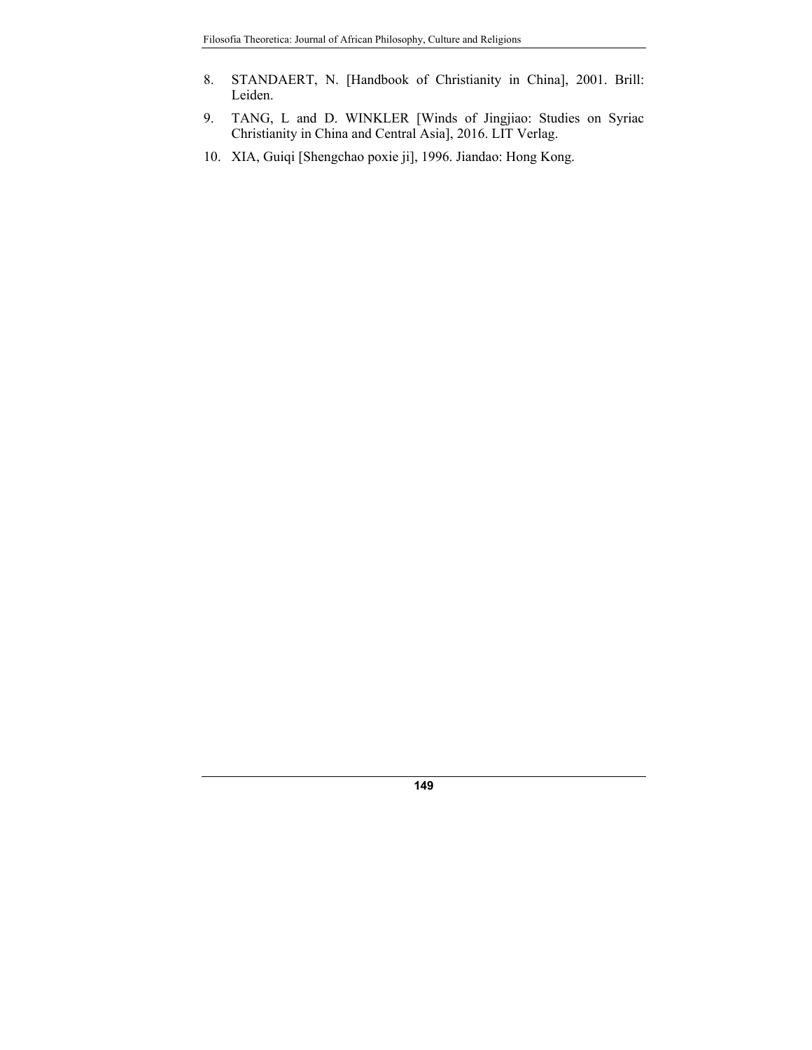8. STANDAERT, N. [Handbook of Christianity in China], 2001. Brill: Leiden.
9. TANG, L and D. WINKLER [Winds of Jingjiao: Studies on Syriac Christianity in China and Central Asia], 2016. LIT Verlag.
10. XIA, Guiqi [Shengchao poxie ji], 1996. Jiandao: Hong Kong.